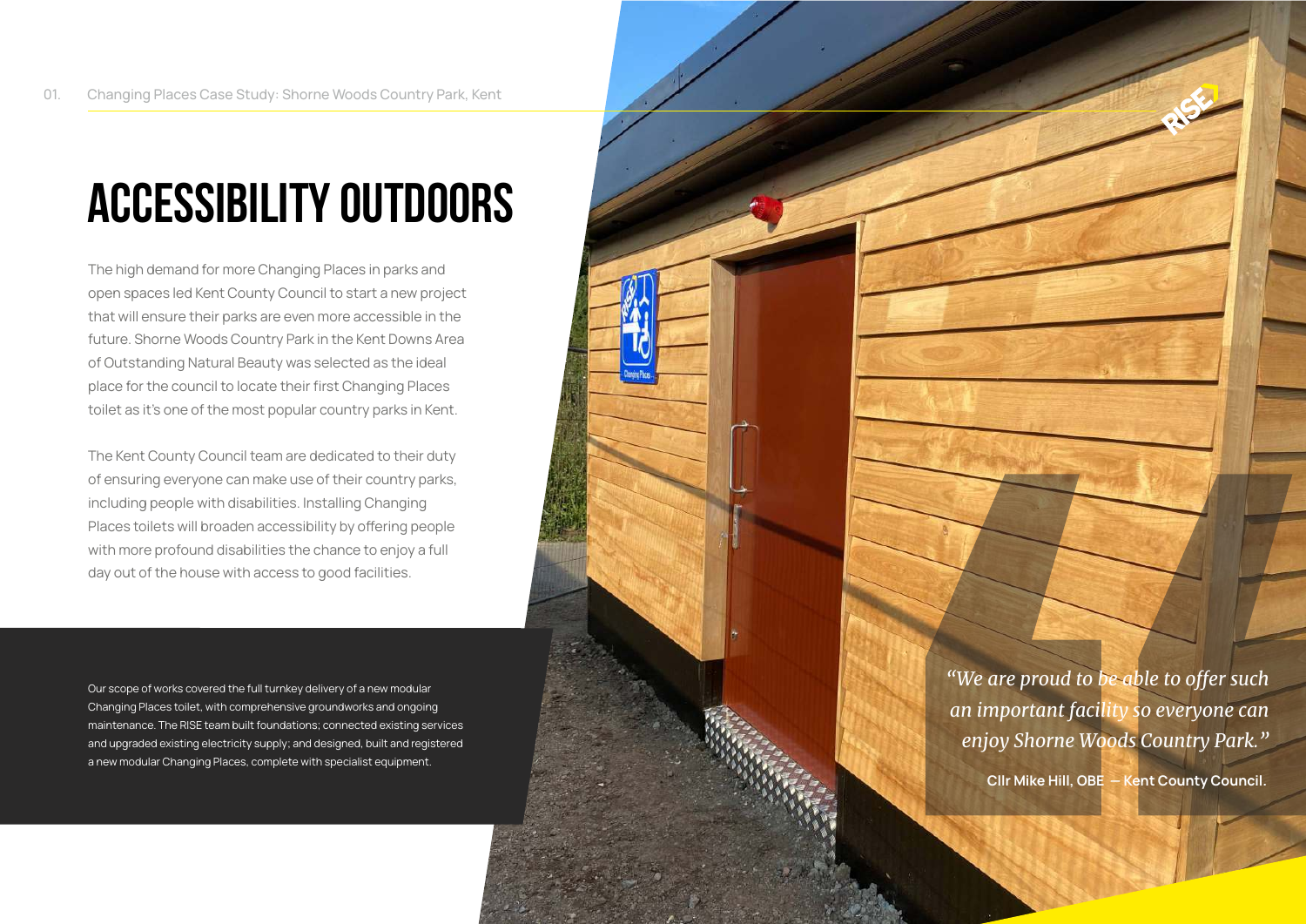# ACCESSIBILITY OUTDOORS

The high demand for more Changing Places in parks and open spaces led Kent County Council to start a new project that will ensure their parks are even more accessible in the future. Shorne Woods Country Park in the Kent Downs Area of Outstanding Natural Beauty was selected as the ideal place for the council to locate their first Changing Places toilet as it's one of the most popular country parks in Kent.

The Kent County Council team are dedicated to their duty of ensuring everyone can make use of their country parks, including people with disabilities. Installing Changing Places toilets will broaden accessibility by offering people with more profound disabilities the chance to enjoy a full day out of the house with access to good facilities.

Our scope of works covered the full turnkey delivery of a new modular Changing Places toilet, with comprehensive groundworks and ongoing maintenance. The RISE team built foundations; connected existing services and upgraded existing electricity supply; and designed, built and registered a new modular Changing Places, complete with specialist equipment.

*"We are proud to be able to offer such an important facility so everyone can enjoy Shorne Woods Country Park."*

**Cllr Mike Hill, OBE — Kent County Council.**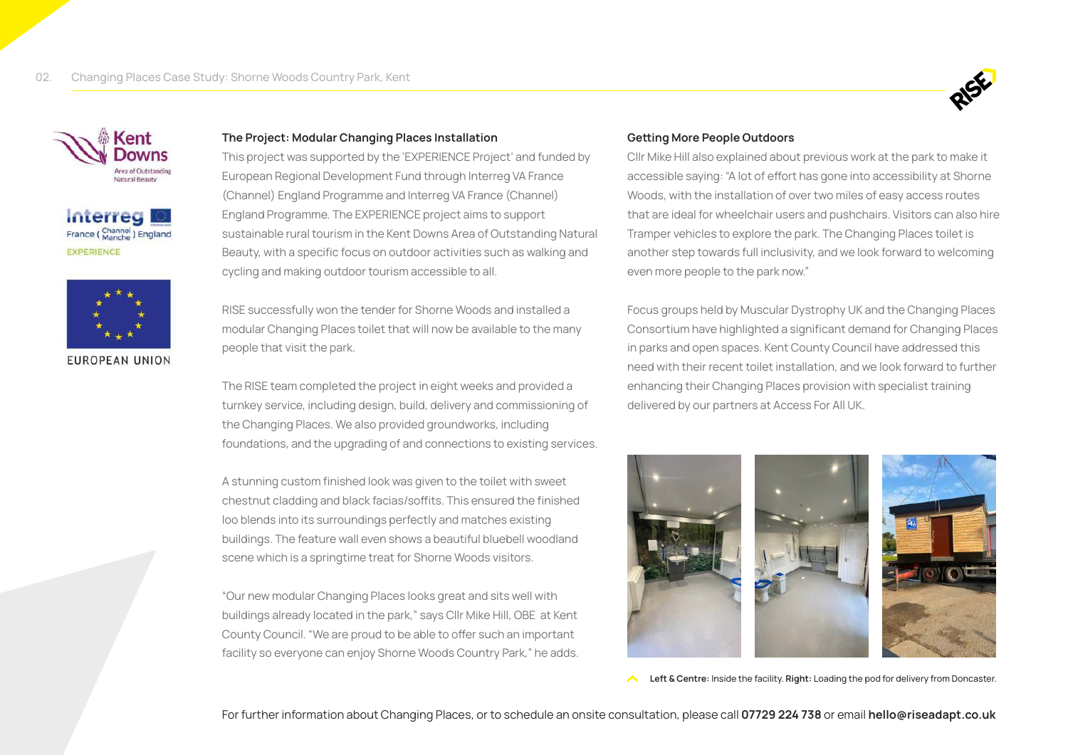### The Project: Modular Changing Places Installation

This project was supported by the 'EXPERIENCE Project' and funded by European Regional Development Fund through Interreg VA France (Channel) England Programme and Interreg VA France (Channel) England Programme. The EXPERIENCE project aims to support sustainable rural tourism in the Kent Downs Area of Outstanding Natural Beauty, with a specific focus on outdoor activities such as walking and cycling and making outdoor tourism accessible to all.

RISE successfully won the tender for Shorne Woods and installed a modular Changing Places toilet that will now be available to the many people that visit the park.

The RISE team completed the project in eight weeks and provided a turnkey service, including design, build, delivery and commissioning of the Changing Places. We also provided groundworks, including foundations, and the upgrading of and connections to existing services.

A stunning custom finished look was given to the toilet with sweet chestnut cladding and black facias/soffits. This ensured the finished loo blends into its surroundings perfectly and matches existing buildings. The feature wall even shows a beautiful bluebell woodland scene which is a springtime treat for Shorne Woods visitors.

"Our new modular Changing Places looks great and sits well with buildings already located in the park," says Cllr Mike Hill, OBE at Kent County Council. "We are proud to be able to offer such an important facility so everyone can enjoy Shorne Woods Country Park," he adds.

### Getting More People Outdoors

Cllr Mike Hill also explained about previous work at the park to make it accessible saying: "A lot of effort has gone into accessibility at Shorne Woods, with the installation of over two miles of easy access routes that are ideal for wheelchair users and pushchairs. Visitors can also hire Tramper vehicles to explore the park. The Changing Places toilet is another step towards full inclusivity, and we look forward to welcoming even more people to the park now."

Focus groups held by Muscular Dystrophy UK and the Changing Places Consortium have highlighted a significant demand for Changing Places in parks and open spaces. Kent County Council have addressed this need with their recent toilet installation, and we look forward to further enhancing their Changing Places provision with specialist training delivered by our partners at Access For All UK.

**Left & Centre:** Inside the facility. **Right:** Loading the pod for delivery from Doncaster.

For further information about Changing Places, or to schedule an onsite consultation, please call **07729 224 738** or email **hello@riseadapt.co.uk**